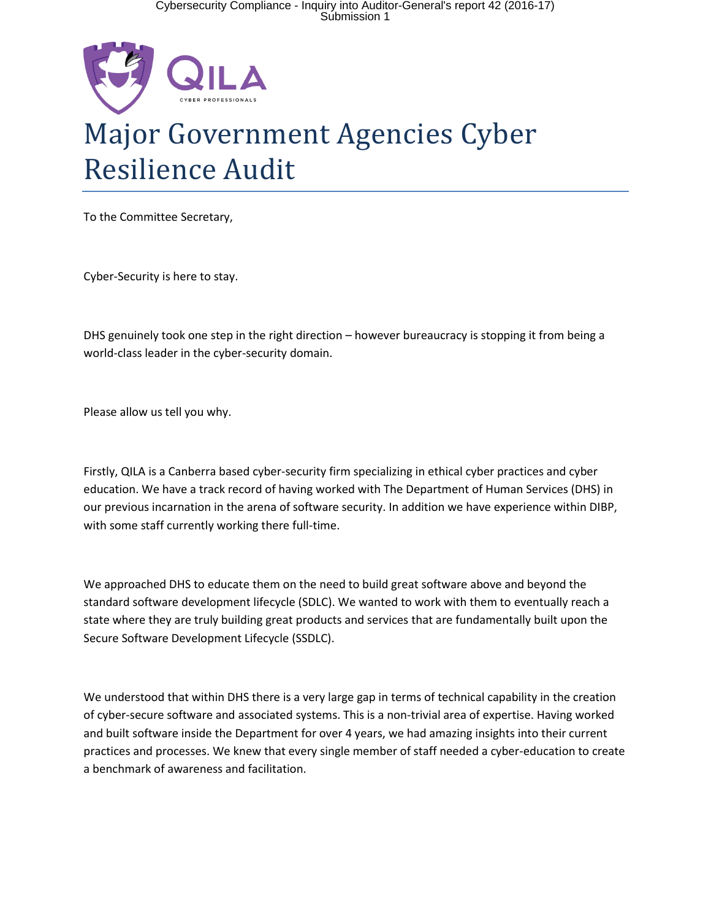# Major Government Agencies Cyber Resilience Audit

To the Committee Secretary,

Cyber-Security is here to stay.

DHS genuinely took one step in the right direction – however bureaucracy is stopping it from being a world-class leader in the cyber-security domain.

Please allow us tell you why.

Firstly, QILA is a Canberra based cyber-security firm specializing in ethical cyber practices and cyber education. We have a track record of having worked with The Department of Human Services (DHS) in our previous incarnation in the arena of software security. In addition we have experience within DIBP, with some staff currently working there full-time.

We approached DHS to educate them on the need to build great software above and beyond the standard software development lifecycle (SDLC). We wanted to work with them to eventually reach a state where they are truly building great products and services that are fundamentally built upon the Secure Software Development Lifecycle (SSDLC).

We understood that within DHS there is a very large gap in terms of technical capability in the creation of cyber-secure software and associated systems. This is a non-trivial area of expertise. Having worked and built software inside the Department for over 4 years, we had amazing insights into their current practices and processes. We knew that every single member of staff needed a cyber-education to create a benchmark of awareness and facilitation.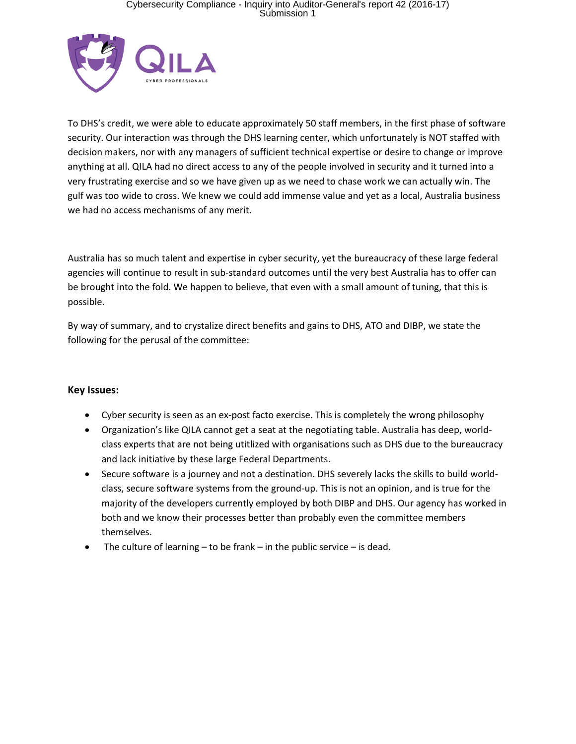To DHS's credit, we were able to educate approximately 50 staff members, in the first phase of software security. Our interaction was through the DHS learning center, which unfortunately is NOT staffed with decision makers, nor with any managers of sufficient technical expertise or desire to change or improve anything at all. QILA had no direct access to any of the people involved in security and it turned into a very frustrating exercise and so we have given up as we need to chase work we can actually win. The gulf was too wide to cross. We knew we could add immense value and yet as a local, Australia business we had no access mechanisms of any merit.

Australia has so much talent and expertise in cyber security, yet the bureaucracy of these large federal agencies will continue to result in sub-standard outcomes until the very best Australia has to offer can be brought into the fold. We happen to believe, that even with a small amount of tuning, that this is possible.

By way of summary, and to crystalize direct benefits and gains to DHS, ATO and DIBP, we state the following for the perusal of the committee:

**Key Issues:**

- Cyber security is seen as an ex-post facto exercise. This is completely the wrong philosophy
- Organization's like QILA cannot get a seat at the negotiating table. Australia has deep, world-class experts that are not being utitlized with organisations such as DHS due to the bureaucracy and lack initiative by these large Federal Departments.
- Secure software is a journey and not a destination. DHS severely lacks the skills to build world-class, secure software systems from the ground-up. This is not an opinion, and is true for the majority of the developers currently employed by both DIBP and DHS. Our agency has worked in both and we know their processes better than probably even the committee members themselves.
- The culture of learning – to be frank – in the public service – is dead.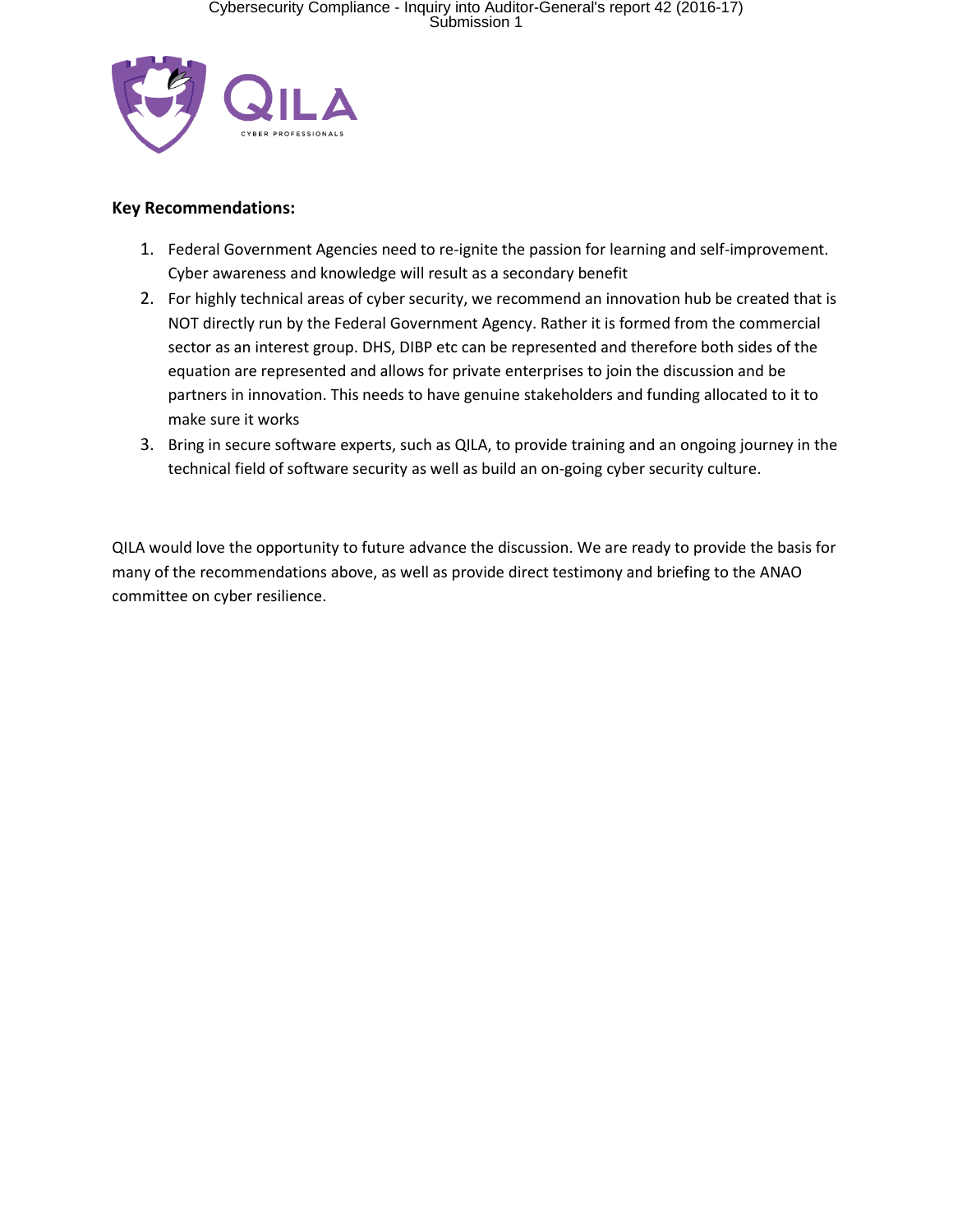**Key Recommendations:**

1. Federal Government Agencies need to re-ignite the passion for learning and self-improvement. Cyber awareness and knowledge will result as a secondary benefit
2. For highly technical areas of cyber security, we recommend an innovation hub be created that is NOT directly run by the Federal Government Agency. Rather it is formed from the commercial sector as an interest group. DHS, DIBP etc can be represented and therefore both sides of the equation are represented and allows for private enterprises to join the discussion and be partners in innovation. This needs to have genuine stakeholders and funding allocated to it to make sure it works
3. Bring in secure software experts, such as QILA, to provide training and an ongoing journey in the technical field of software security as well as build an on-going cyber security culture.

QILA would love the opportunity to future advance the discussion. We are ready to provide the basis for many of the recommendations above, as well as provide direct testimony and briefing to the ANAO committee on cyber resilience.